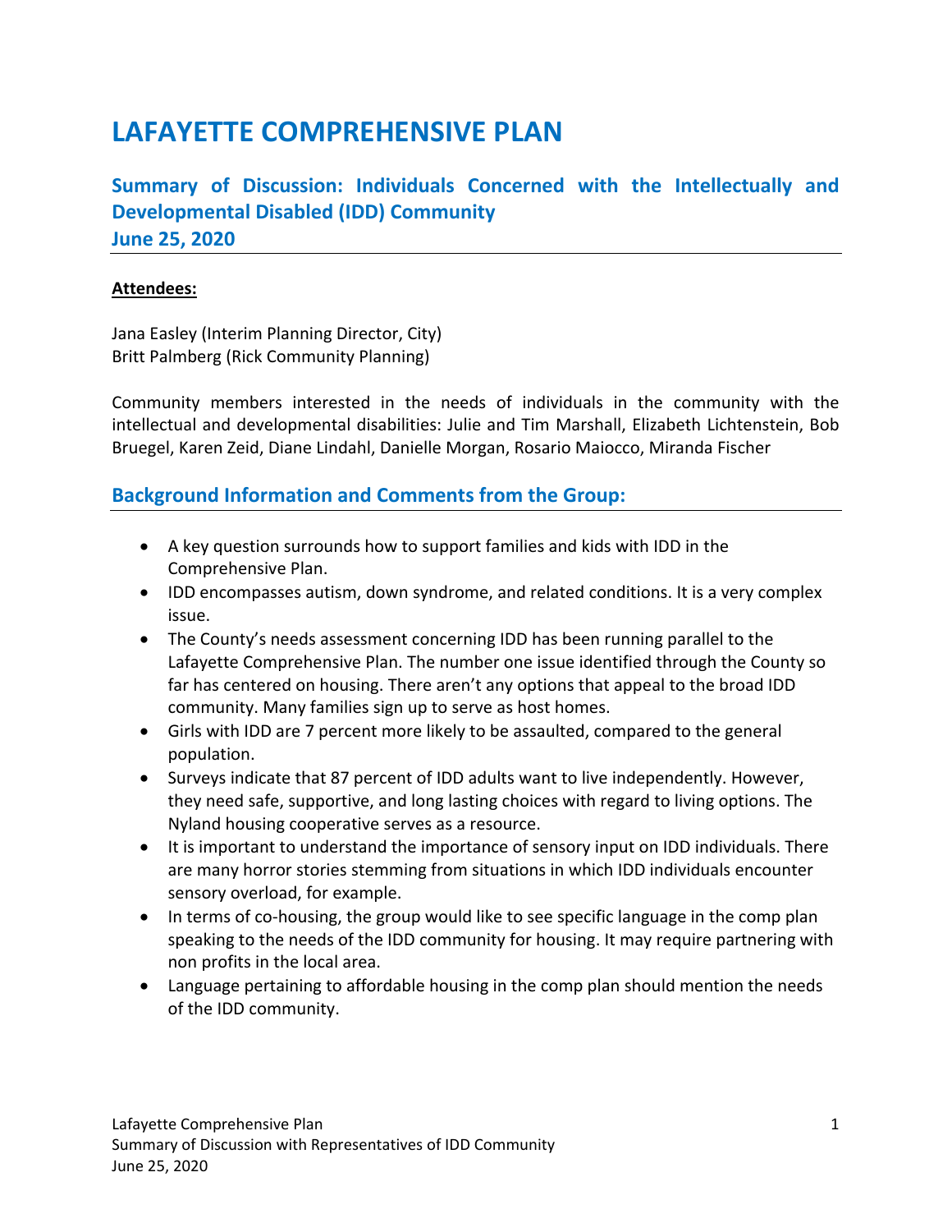# LAFAYETTE COMPREHENSIVE PLAN

## Summary of Discussion: Individuals Concerned with the Intellectually and Developmental Disabled (IDD) Community
## June 25, 2020

**Attendees:**

Jana Easley (Interim Planning Director, City)
Britt Palmberg (Rick Community Planning)

Community members interested in the needs of individuals in the community with the intellectual and developmental disabilities: Julie and Tim Marshall, Elizabeth Lichtenstein, Bob Bruegel, Karen Zeid, Diane Lindahl, Danielle Morgan, Rosario Maiocco, Miranda Fischer

## Background Information and Comments from the Group:

- A key question surrounds how to support families and kids with IDD in the Comprehensive Plan.
- IDD encompasses autism, down syndrome, and related conditions. It is a very complex issue.
- The County's needs assessment concerning IDD has been running parallel to the Lafayette Comprehensive Plan. The number one issue identified through the County so far has centered on housing. There aren't any options that appeal to the broad IDD community. Many families sign up to serve as host homes.
- Girls with IDD are 7 percent more likely to be assaulted, compared to the general population.
- Surveys indicate that 87 percent of IDD adults want to live independently. However, they need safe, supportive, and long lasting choices with regard to living options. The Nyland housing cooperative serves as a resource.
- It is important to understand the importance of sensory input on IDD individuals. There are many horror stories stemming from situations in which IDD individuals encounter sensory overload, for example.
- In terms of co-housing, the group would like to see specific language in the comp plan speaking to the needs of the IDD community for housing. It may require partnering with non profits in the local area.
- Language pertaining to affordable housing in the comp plan should mention the needs of the IDD community.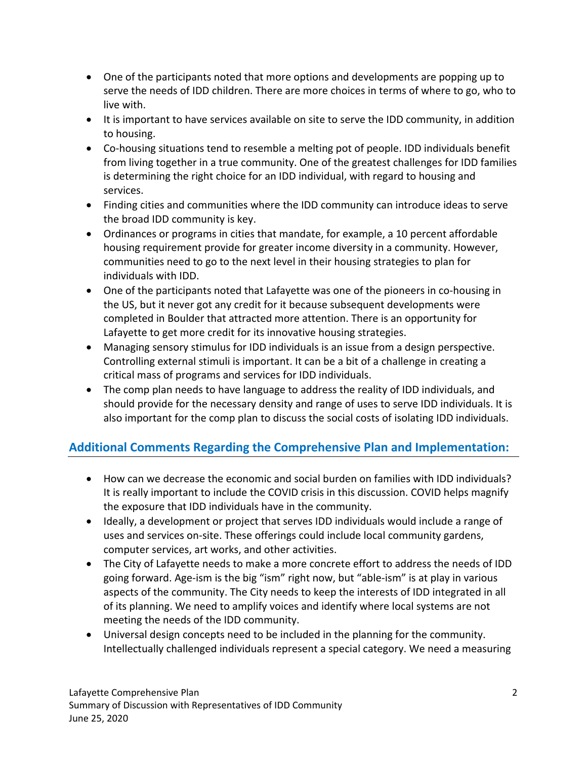- One of the participants noted that more options and developments are popping up to serve the needs of IDD children. There are more choices in terms of where to go, who to live with.
- It is important to have services available on site to serve the IDD community, in addition to housing.
- Co-housing situations tend to resemble a melting pot of people. IDD individuals benefit from living together in a true community. One of the greatest challenges for IDD families is determining the right choice for an IDD individual, with regard to housing and services.
- Finding cities and communities where the IDD community can introduce ideas to serve the broad IDD community is key.
- Ordinances or programs in cities that mandate, for example, a 10 percent affordable housing requirement provide for greater income diversity in a community. However, communities need to go to the next level in their housing strategies to plan for individuals with IDD.
- One of the participants noted that Lafayette was one of the pioneers in co-housing in the US, but it never got any credit for it because subsequent developments were completed in Boulder that attracted more attention. There is an opportunity for Lafayette to get more credit for its innovative housing strategies.
- Managing sensory stimulus for IDD individuals is an issue from a design perspective. Controlling external stimuli is important. It can be a bit of a challenge in creating a critical mass of programs and services for IDD individuals.
- The comp plan needs to have language to address the reality of IDD individuals, and should provide for the necessary density and range of uses to serve IDD individuals. It is also important for the comp plan to discuss the social costs of isolating IDD individuals.

## Additional Comments Regarding the Comprehensive Plan and Implementation:

- How can we decrease the economic and social burden on families with IDD individuals? It is really important to include the COVID crisis in this discussion. COVID helps magnify the exposure that IDD individuals have in the community.
- Ideally, a development or project that serves IDD individuals would include a range of uses and services on-site. These offerings could include local community gardens, computer services, art works, and other activities.
- The City of Lafayette needs to make a more concrete effort to address the needs of IDD going forward. Age-ism is the big "ism" right now, but "able-ism" is at play in various aspects of the community. The City needs to keep the interests of IDD integrated in all of its planning. We need to amplify voices and identify where local systems are not meeting the needs of the IDD community.
- Universal design concepts need to be included in the planning for the community. Intellectually challenged individuals represent a special category. We need a measuring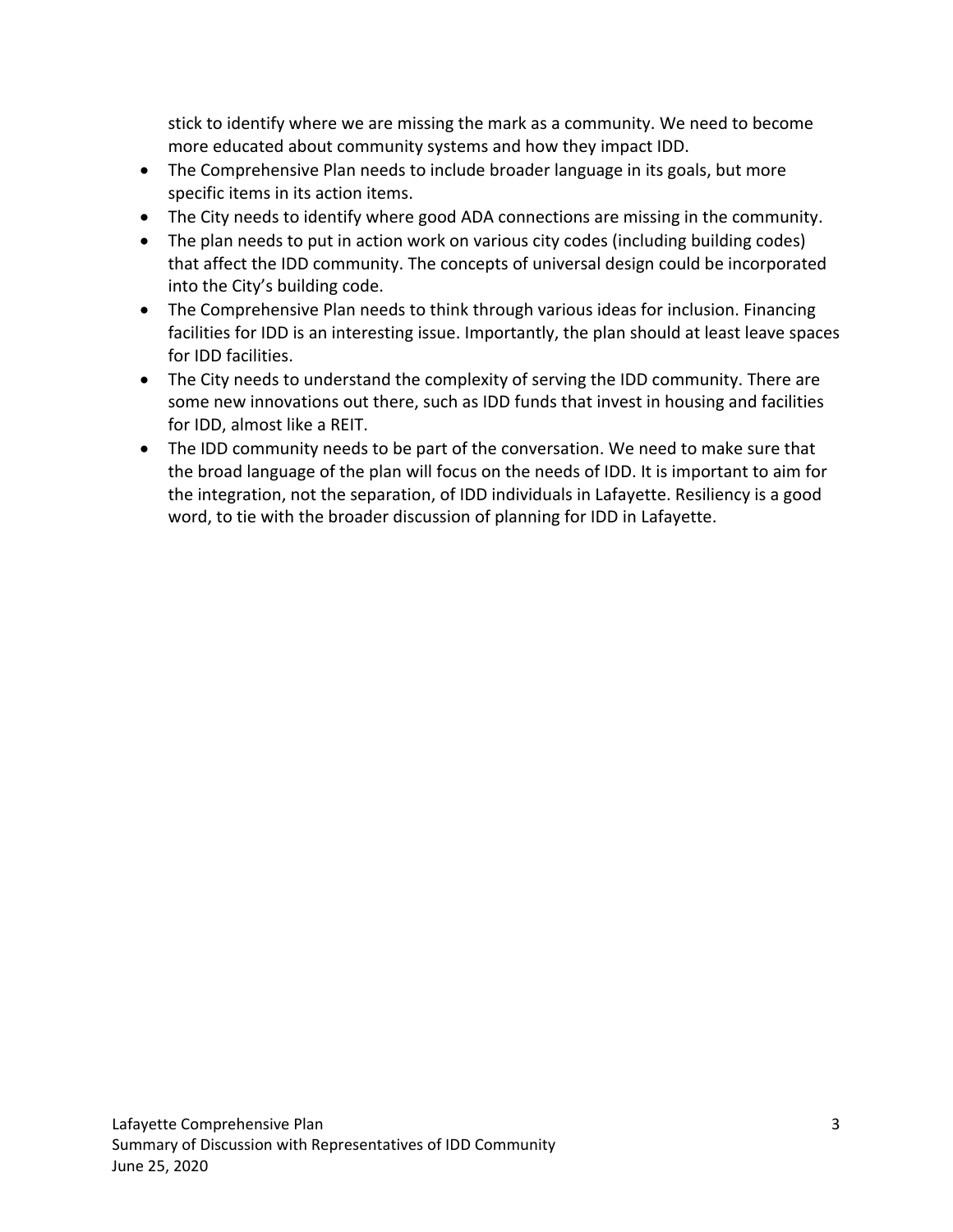stick to identify where we are missing the mark as a community. We need to become more educated about community systems and how they impact IDD.

- The Comprehensive Plan needs to include broader language in its goals, but more specific items in its action items.
- The City needs to identify where good ADA connections are missing in the community.
- The plan needs to put in action work on various city codes (including building codes) that affect the IDD community. The concepts of universal design could be incorporated into the City's building code.
- The Comprehensive Plan needs to think through various ideas for inclusion. Financing facilities for IDD is an interesting issue. Importantly, the plan should at least leave spaces for IDD facilities.
- The City needs to understand the complexity of serving the IDD community. There are some new innovations out there, such as IDD funds that invest in housing and facilities for IDD, almost like a REIT.
- The IDD community needs to be part of the conversation. We need to make sure that the broad language of the plan will focus on the needs of IDD. It is important to aim for the integration, not the separation, of IDD individuals in Lafayette. Resiliency is a good word, to tie with the broader discussion of planning for IDD in Lafayette.